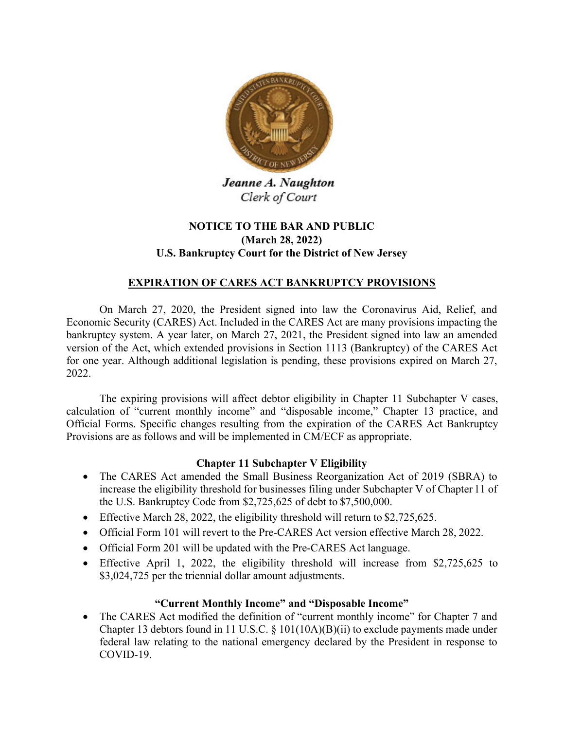*Jeanne A. Naughton*
*Clerk of Court*

**NOTICE TO THE BAR AND PUBLIC**
**(March 28, 2022)**
**U.S. Bankruptcy Court for the District of New Jersey**

## EXPIRATION OF CARES ACT BANKRUPTCY PROVISIONS

On March 27, 2020, the President signed into law the Coronavirus Aid, Relief, and Economic Security (CARES) Act. Included in the CARES Act are many provisions impacting the bankruptcy system. A year later, on March 27, 2021, the President signed into law an amended version of the Act, which extended provisions in Section 1113 (Bankruptcy) of the CARES Act for one year. Although additional legislation is pending, these provisions expired on March 27, 2022.

The expiring provisions will affect debtor eligibility in Chapter 11 Subchapter V cases, calculation of "current monthly income" and "disposable income," Chapter 13 practice, and Official Forms. Specific changes resulting from the expiration of the CARES Act Bankruptcy Provisions are as follows and will be implemented in CM/ECF as appropriate.

### Chapter 11 Subchapter V Eligibility

- The CARES Act amended the Small Business Reorganization Act of 2019 (SBRA) to increase the eligibility threshold for businesses filing under Subchapter V of Chapter 11 of the U.S. Bankruptcy Code from $2,725,625 of debt to $7,500,000.
- Effective March 28, 2022, the eligibility threshold will return to $2,725,625.
- Official Form 101 will revert to the Pre-CARES Act version effective March 28, 2022.
- Official Form 201 will be updated with the Pre-CARES Act language.
- Effective April 1, 2022, the eligibility threshold will increase from $2,725,625 to $3,024,725 per the triennial dollar amount adjustments.

### "Current Monthly Income" and "Disposable Income"

- The CARES Act modified the definition of "current monthly income" for Chapter 7 and Chapter 13 debtors found in 11 U.S.C. § 101(10A)(B)(ii) to exclude payments made under federal law relating to the national emergency declared by the President in response to COVID-19.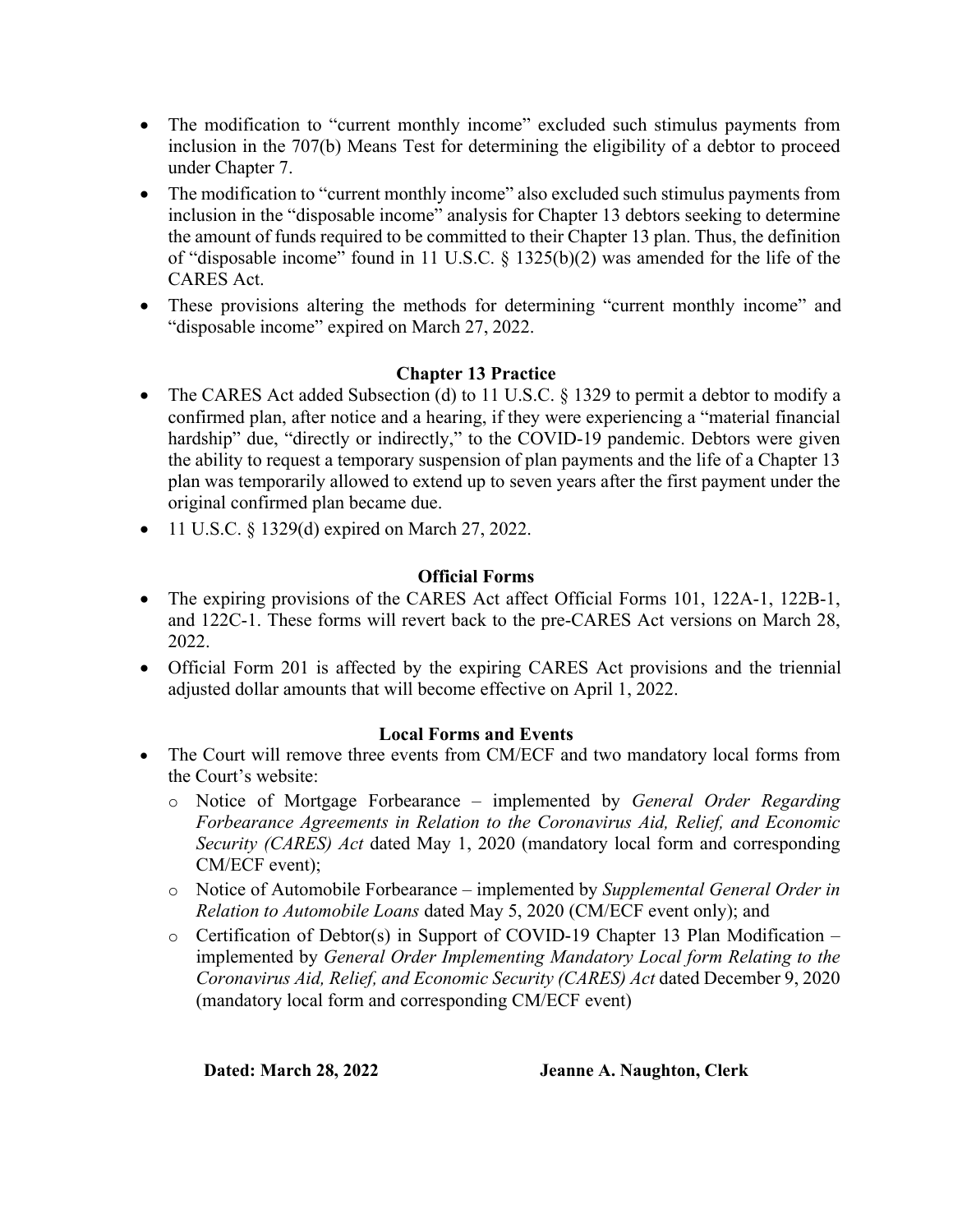- The modification to "current monthly income" excluded such stimulus payments from inclusion in the 707(b) Means Test for determining the eligibility of a debtor to proceed under Chapter 7.
- The modification to "current monthly income" also excluded such stimulus payments from inclusion in the "disposable income" analysis for Chapter 13 debtors seeking to determine the amount of funds required to be committed to their Chapter 13 plan. Thus, the definition of "disposable income" found in 11 U.S.C. § 1325(b)(2) was amended for the life of the CARES Act.
- These provisions altering the methods for determining "current monthly income" and "disposable income" expired on March 27, 2022.

**Chapter 13 Practice**

- The CARES Act added Subsection (d) to 11 U.S.C. § 1329 to permit a debtor to modify a confirmed plan, after notice and a hearing, if they were experiencing a "material financial hardship" due, "directly or indirectly," to the COVID-19 pandemic. Debtors were given the ability to request a temporary suspension of plan payments and the life of a Chapter 13 plan was temporarily allowed to extend up to seven years after the first payment under the original confirmed plan became due.
- 11 U.S.C. § 1329(d) expired on March 27, 2022.

**Official Forms**

- The expiring provisions of the CARES Act affect Official Forms 101, 122A-1, 122B-1, and 122C-1. These forms will revert back to the pre-CARES Act versions on March 28, 2022.
- Official Form 201 is affected by the expiring CARES Act provisions and the triennial adjusted dollar amounts that will become effective on April 1, 2022.

**Local Forms and Events**

- The Court will remove three events from CM/ECF and two mandatory local forms from the Court's website:
  - Notice of Mortgage Forbearance – implemented by *General Order Regarding Forbearance Agreements in Relation to the Coronavirus Aid, Relief, and Economic Security (CARES) Act* dated May 1, 2020 (mandatory local form and corresponding CM/ECF event);
  - Notice of Automobile Forbearance – implemented by *Supplemental General Order in Relation to Automobile Loans* dated May 5, 2020 (CM/ECF event only); and
  - Certification of Debtor(s) in Support of COVID-19 Chapter 13 Plan Modification – implemented by *General Order Implementing Mandatory Local form Relating to the Coronavirus Aid, Relief, and Economic Security (CARES) Act* dated December 9, 2020 (mandatory local form and corresponding CM/ECF event)

**Dated: March 28, 2022** **Jeanne A. Naughton, Clerk**